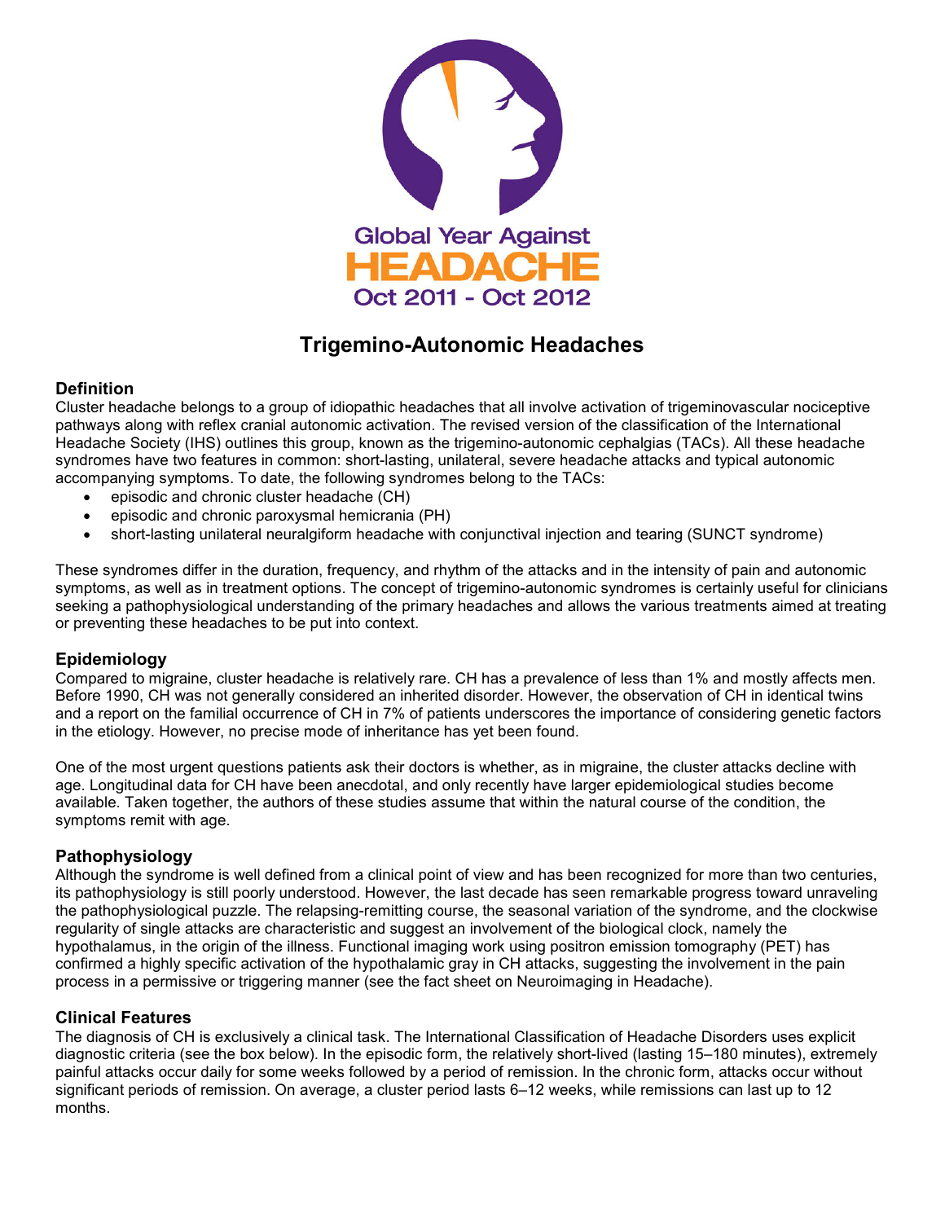Global Year Against
HEADACHE
Oct 2011 - Oct 2012

# Trigemino-Autonomic Headaches

## Definition

Cluster headache belongs to a group of idiopathic headaches that all involve activation of trigeminovascular nociceptive pathways along with reflex cranial autonomic activation. The revised version of the classification of the International Headache Society (IHS) outlines this group, known as the trigemino-autonomic cephalgias (TACs). All these headache syndromes have two features in common: short-lasting, unilateral, severe headache attacks and typical autonomic accompanying symptoms. To date, the following syndromes belong to the TACs:

- episodic and chronic cluster headache (CH)
- episodic and chronic paroxysmal hemicrania (PH)
- short-lasting unilateral neuralgiform headache with conjunctival injection and tearing (SUNCT syndrome)

These syndromes differ in the duration, frequency, and rhythm of the attacks and in the intensity of pain and autonomic symptoms, as well as in treatment options. The concept of trigemino-autonomic syndromes is certainly useful for clinicians seeking a pathophysiological understanding of the primary headaches and allows the various treatments aimed at treating or preventing these headaches to be put into context.

## Epidemiology

Compared to migraine, cluster headache is relatively rare. CH has a prevalence of less than 1% and mostly affects men. Before 1990, CH was not generally considered an inherited disorder. However, the observation of CH in identical twins and a report on the familial occurrence of CH in 7% of patients underscores the importance of considering genetic factors in the etiology. However, no precise mode of inheritance has yet been found.

One of the most urgent questions patients ask their doctors is whether, as in migraine, the cluster attacks decline with age. Longitudinal data for CH have been anecdotal, and only recently have larger epidemiological studies become available. Taken together, the authors of these studies assume that within the natural course of the condition, the symptoms remit with age.

## Pathophysiology

Although the syndrome is well defined from a clinical point of view and has been recognized for more than two centuries, its pathophysiology is still poorly understood. However, the last decade has seen remarkable progress toward unraveling the pathophysiological puzzle. The relapsing-remitting course, the seasonal variation of the syndrome, and the clockwise regularity of single attacks are characteristic and suggest an involvement of the biological clock, namely the hypothalamus, in the origin of the illness. Functional imaging work using positron emission tomography (PET) has confirmed a highly specific activation of the hypothalamic gray in CH attacks, suggesting the involvement in the pain process in a permissive or triggering manner (see the fact sheet on Neuroimaging in Headache).

## Clinical Features

The diagnosis of CH is exclusively a clinical task. The International Classification of Headache Disorders uses explicit diagnostic criteria (see the box below). In the episodic form, the relatively short-lived (lasting 15–180 minutes), extremely painful attacks occur daily for some weeks followed by a period of remission. In the chronic form, attacks occur without significant periods of remission. On average, a cluster period lasts 6–12 weeks, while remissions can last up to 12 months.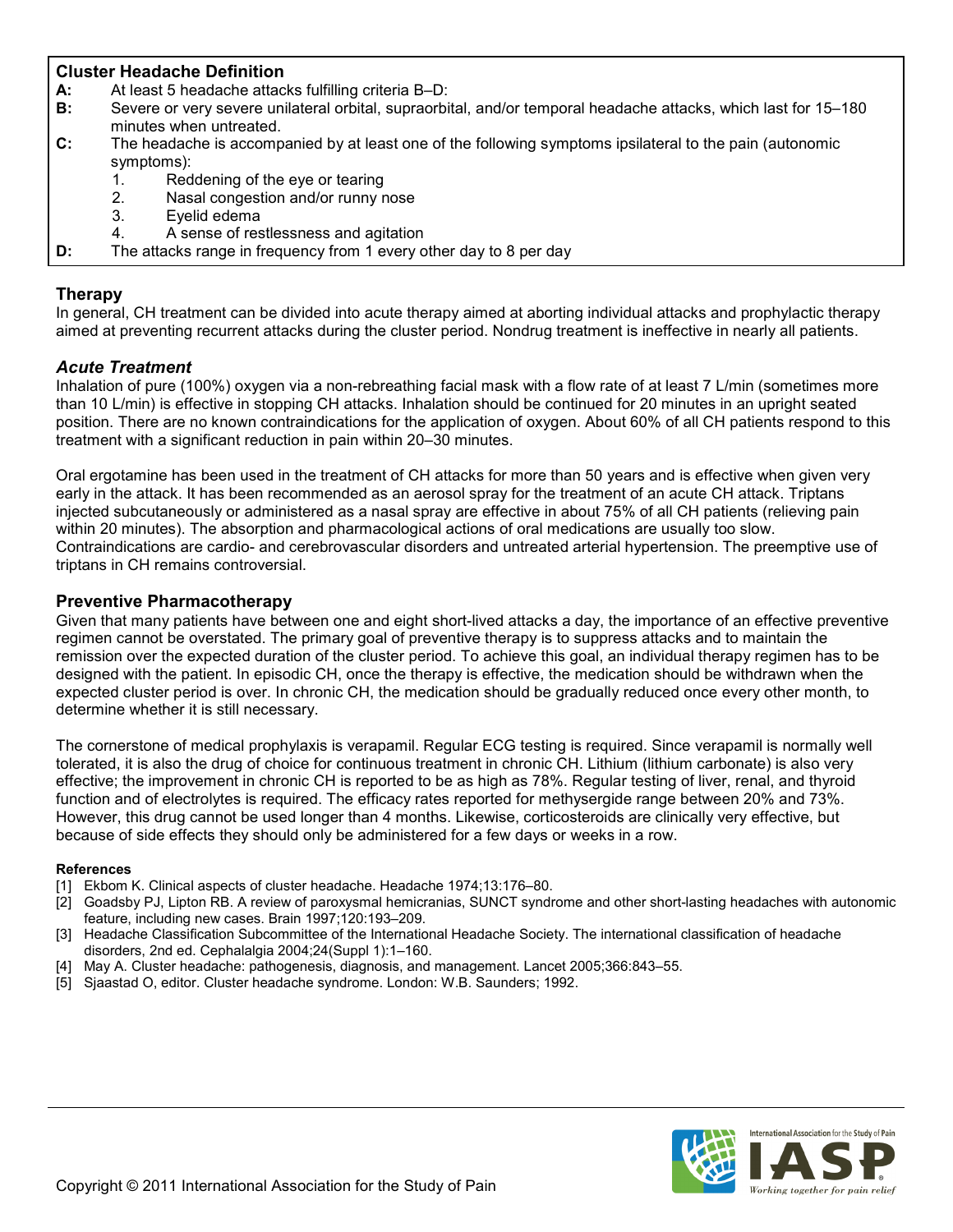**Cluster Headache Definition**

**A:** At least 5 headache attacks fulfilling criteria B–D:

**B:** Severe or very severe unilateral orbital, supraorbital, and/or temporal headache attacks, which last for 15–180 minutes when untreated.

**C:** The headache is accompanied by at least one of the following symptoms ipsilateral to the pain (autonomic symptoms):

1. Reddening of the eye or tearing
2. Nasal congestion and/or runny nose
3. Eyelid edema
4. A sense of restlessness and agitation

**D:** The attacks range in frequency from 1 every other day to 8 per day

## Therapy

In general, CH treatment can be divided into acute therapy aimed at aborting individual attacks and prophylactic therapy aimed at preventing recurrent attacks during the cluster period. Nondrug treatment is ineffective in nearly all patients.

### *Acute Treatment*

Inhalation of pure (100%) oxygen via a non-rebreathing facial mask with a flow rate of at least 7 L/min (sometimes more than 10 L/min) is effective in stopping CH attacks. Inhalation should be continued for 20 minutes in an upright seated position. There are no known contraindications for the application of oxygen. About 60% of all CH patients respond to this treatment with a significant reduction in pain within 20–30 minutes.

Oral ergotamine has been used in the treatment of CH attacks for more than 50 years and is effective when given very early in the attack. It has been recommended as an aerosol spray for the treatment of an acute CH attack. Triptans injected subcutaneously or administered as a nasal spray are effective in about 75% of all CH patients (relieving pain within 20 minutes). The absorption and pharmacological actions of oral medications are usually too slow. Contraindications are cardio- and cerebrovascular disorders and untreated arterial hypertension. The preemptive use of triptans in CH remains controversial.

## Preventive Pharmacotherapy

Given that many patients have between one and eight short-lived attacks a day, the importance of an effective preventive regimen cannot be overstated. The primary goal of preventive therapy is to suppress attacks and to maintain the remission over the expected duration of the cluster period. To achieve this goal, an individual therapy regimen has to be designed with the patient. In episodic CH, once the therapy is effective, the medication should be withdrawn when the expected cluster period is over. In chronic CH, the medication should be gradually reduced once every other month, to determine whether it is still necessary.

The cornerstone of medical prophylaxis is verapamil. Regular ECG testing is required. Since verapamil is normally well tolerated, it is also the drug of choice for continuous treatment in chronic CH. Lithium (lithium carbonate) is also very effective; the improvement in chronic CH is reported to be as high as 78%. Regular testing of liver, renal, and thyroid function and of electrolytes is required. The efficacy rates reported for methysergide range between 20% and 73%. However, this drug cannot be used longer than 4 months. Likewise, corticosteroids are clinically very effective, but because of side effects they should only be administered for a few days or weeks in a row.

#### References

[1] Ekbom K. Clinical aspects of cluster headache. Headache 1974;13:176–80.

[2] Goadsby PJ, Lipton RB. A review of paroxysmal hemicranias, SUNCT syndrome and other short-lasting headaches with autonomic feature, including new cases. Brain 1997;120:193–209.

[3] Headache Classification Subcommittee of the International Headache Society. The international classification of headache disorders, 2nd ed. Cephalalgia 2004;24(Suppl 1):1–160.

[4] May A. Cluster headache: pathogenesis, diagnosis, and management. Lancet 2005;366:843–55.

[5] Sjaastad O, editor. Cluster headache syndrome. London: W.B. Saunders; 1992.

Copyright © 2011 International Association for the Study of Pain